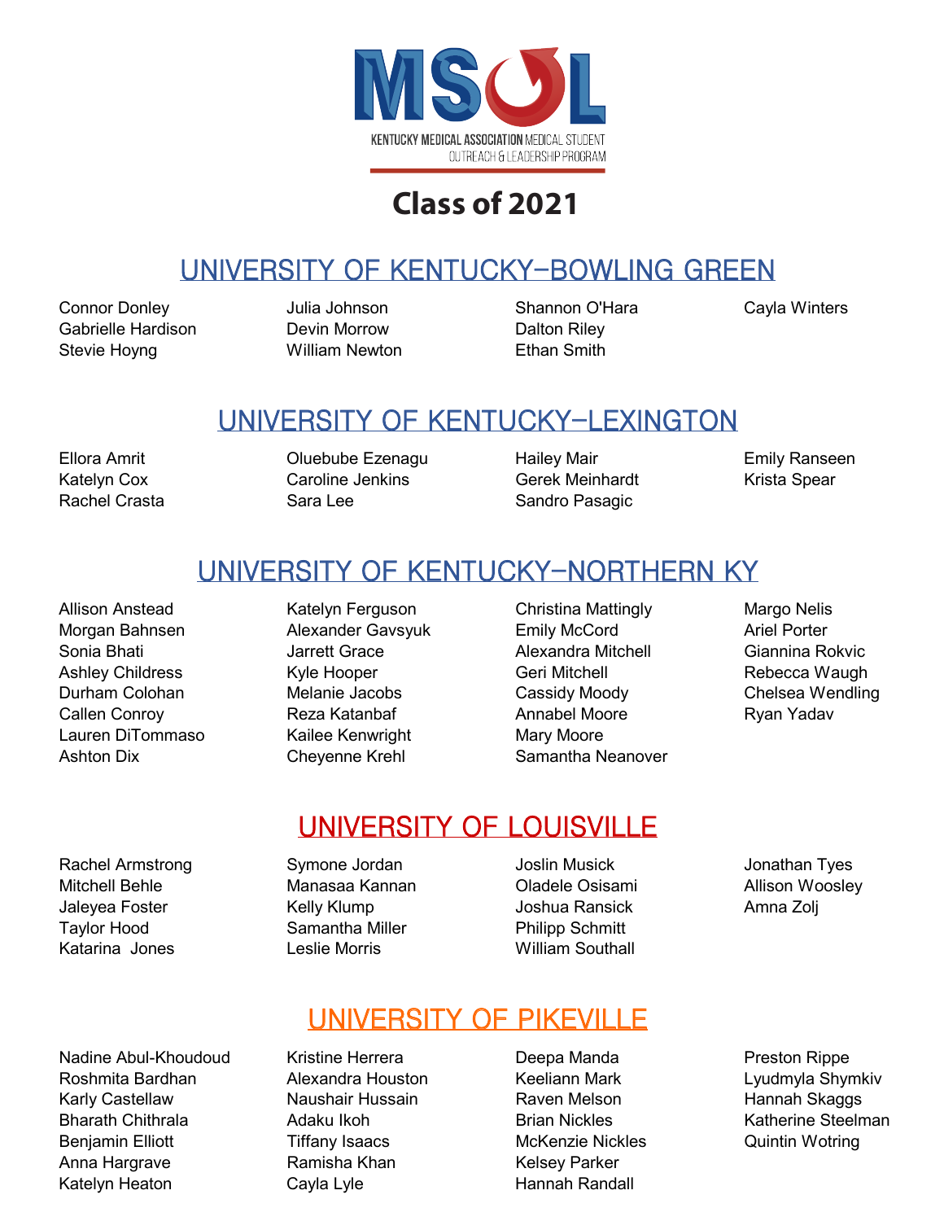# MSOL

KENTUCKY MEDICAL ASSOCIATION MEDICAL STUDENT OUTREACH & LEADERSHIP PROGRAM

## Class of 2021

## UNIVERSITY OF KENTUCKY–BOWLING GREEN

Connor Donley
Gabrielle Hardison
Stevie Hoyng
Julia Johnson
Devin Morrow
William Newton
Shannon O'Hara
Dalton Riley
Ethan Smith
Cayla Winters

## UNIVERSITY OF KENTUCKY–LEXINGTON

Ellora Amrit
Katelyn Cox
Rachel Crasta
Oluebube Ezenagu
Caroline Jenkins
Sara Lee
Hailey Mair
Gerek Meinhardt
Sandro Pasagic
Emily Ranseen
Krista Spear

## UNIVERSITY OF KENTUCKY–NORTHERN KY

Allison Anstead
Morgan Bahnsen
Sonia Bhati
Ashley Childress
Durham Colohan
Callen Conroy
Lauren DiTommaso
Ashton Dix
Katelyn Ferguson
Alexander Gavsyuk
Jarrett Grace
Kyle Hooper
Melanie Jacobs
Reza Katanbaf
Kailee Kenwright
Cheyenne Krehl
Christina Mattingly
Emily McCord
Alexandra Mitchell
Geri Mitchell
Cassidy Moody
Annabel Moore
Mary Moore
Samantha Neanover
Margo Nelis
Ariel Porter
Giannina Rokvic
Rebecca Waugh
Chelsea Wendling
Ryan Yadav

## UNIVERSITY OF LOUISVILLE

Rachel Armstrong
Mitchell Behle
Jaleyea Foster
Taylor Hood
Katarina Jones
Symone Jordan
Manasaa Kannan
Kelly Klump
Samantha Miller
Leslie Morris
Joslin Musick
Oladele Osisami
Joshua Ransick
Philipp Schmitt
William Southall
Jonathan Tyes
Allison Woosley
Amna Zolj

## UNIVERSITY OF PIKEVILLE

Nadine Abul-Khoudoud
Roshmita Bardhan
Karly Castellaw
Bharath Chithrala
Benjamin Elliott
Anna Hargrave
Katelyn Heaton
Kristine Herrera
Alexandra Houston
Naushair Hussain
Adaku Ikoh
Tiffany Isaacs
Ramisha Khan
Cayla Lyle
Deepa Manda
Keeliann Mark
Raven Melson
Brian Nickles
McKenzie Nickles
Kelsey Parker
Hannah Randall
Preston Rippe
Lyudmyla Shymkiv
Hannah Skaggs
Katherine Steelman
Quintin Wotring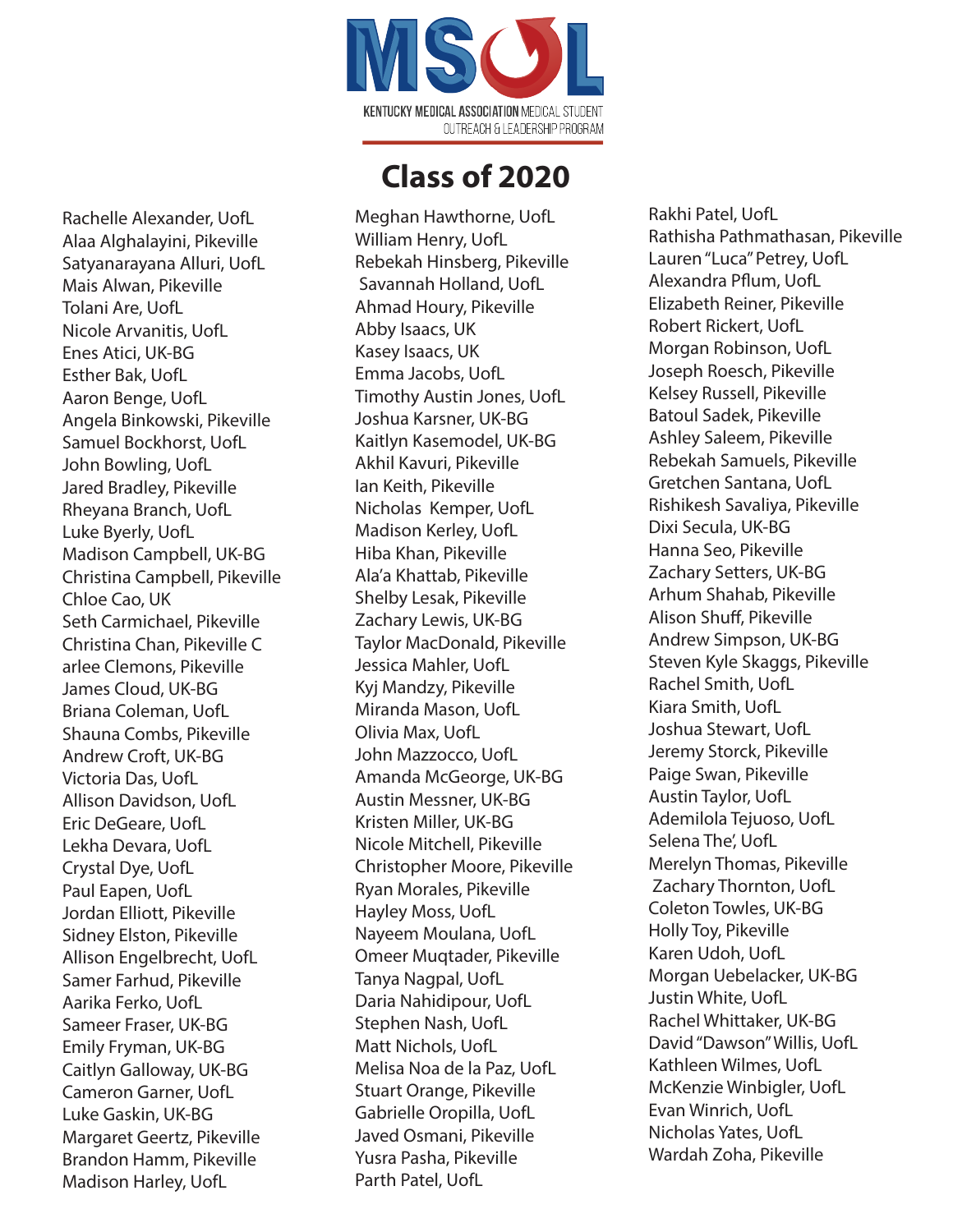MSOL

KENTUCKY MEDICAL ASSOCIATION MEDICAL STUDENT OUTREACH & LEADERSHIP PROGRAM

# Class of 2020

Rachelle Alexander, UofL
Alaa Alghalayini, Pikeville
Satyanarayana Alluri, UofL
Mais Alwan, Pikeville
Tolani Are, UofL
Nicole Arvanitis, UofL
Enes Atici, UK-BG
Esther Bak, UofL
Aaron Benge, UofL
Angela Binkowski, Pikeville
Samuel Bockhorst, UofL
John Bowling, UofL
Jared Bradley, Pikeville
Rheyana Branch, UofL
Luke Byerly, UofL
Madison Campbell, UK-BG
Christina Campbell, Pikeville
Chloe Cao, UK
Seth Carmichael, Pikeville
Christina Chan, Pikeville C
arlee Clemons, Pikeville
James Cloud, UK-BG
Briana Coleman, UofL
Shauna Combs, Pikeville
Andrew Croft, UK-BG
Victoria Das, UofL
Allison Davidson, UofL
Eric DeGeare, UofL
Lekha Devara, UofL
Crystal Dye, UofL
Paul Eapen, UofL
Jordan Elliott, Pikeville
Sidney Elston, Pikeville
Allison Engelbrecht, UofL
Samer Farhud, Pikeville
Aarika Ferko, UofL
Sameer Fraser, UK-BG
Emily Fryman, UK-BG
Caitlyn Galloway, UK-BG
Cameron Garner, UofL
Luke Gaskin, UK-BG
Margaret Geertz, Pikeville
Brandon Hamm, Pikeville
Madison Harley, UofL
Meghan Hawthorne, UofL
William Henry, UofL
Rebekah Hinsberg, Pikeville
Savannah Holland, UofL
Ahmad Houry, Pikeville
Abby Isaacs, UK
Kasey Isaacs, UK
Emma Jacobs, UofL
Timothy Austin Jones, UofL
Joshua Karsner, UK-BG
Kaitlyn Kasemodel, UK-BG
Akhil Kavuri, Pikeville
Ian Keith, Pikeville
Nicholas Kemper, UofL
Madison Kerley, UofL
Hiba Khan, Pikeville
Ala'a Khattab, Pikeville
Shelby Lesak, Pikeville
Zachary Lewis, UK-BG
Taylor MacDonald, Pikeville
Jessica Mahler, UofL
Kyj Mandzy, Pikeville
Miranda Mason, UofL
Olivia Max, UofL
John Mazzocco, UofL
Amanda McGeorge, UK-BG
Austin Messner, UK-BG
Kristen Miller, UK-BG
Nicole Mitchell, Pikeville
Christopher Moore, Pikeville
Ryan Morales, Pikeville
Hayley Moss, UofL
Nayeem Moulana, UofL
Omeer Muqtader, Pikeville
Tanya Nagpal, UofL
Daria Nahidipour, UofL
Stephen Nash, UofL
Matt Nichols, UofL
Melisa Noa de la Paz, UofL
Stuart Orange, Pikeville
Gabrielle Oropilla, UofL
Javed Osmani, Pikeville
Yusra Pasha, Pikeville
Parth Patel, UofL
Rakhi Patel, UofL
Rathisha Pathmathasan, Pikeville
Lauren "Luca" Petrey, UofL
Alexandra Pflum, UofL
Elizabeth Reiner, Pikeville
Robert Rickert, UofL
Morgan Robinson, UofL
Joseph Roesch, Pikeville
Kelsey Russell, Pikeville
Batoul Sadek, Pikeville
Ashley Saleem, Pikeville
Rebekah Samuels, Pikeville
Gretchen Santana, UofL
Rishikesh Savaliya, Pikeville
Dixi Secula, UK-BG
Hanna Seo, Pikeville
Zachary Setters, UK-BG
Arhum Shahab, Pikeville
Alison Shuff, Pikeville
Andrew Simpson, UK-BG
Steven Kyle Skaggs, Pikeville
Rachel Smith, UofL
Kiara Smith, UofL
Joshua Stewart, UofL
Jeremy Storck, Pikeville
Paige Swan, Pikeville
Austin Taylor, UofL
Ademilola Tejuoso, UofL
Selena The', UofL
Merelyn Thomas, Pikeville
Zachary Thornton, UofL
Coleton Towles, UK-BG
Holly Toy, Pikeville
Karen Udoh, UofL
Morgan Uebelacker, UK-BG
Justin White, UofL
Rachel Whittaker, UK-BG
David "Dawson" Willis, UofL
Kathleen Wilmes, UofL
McKenzie Winbigler, UofL
Evan Winrich, UofL
Nicholas Yates, UofL
Wardah Zoha, Pikeville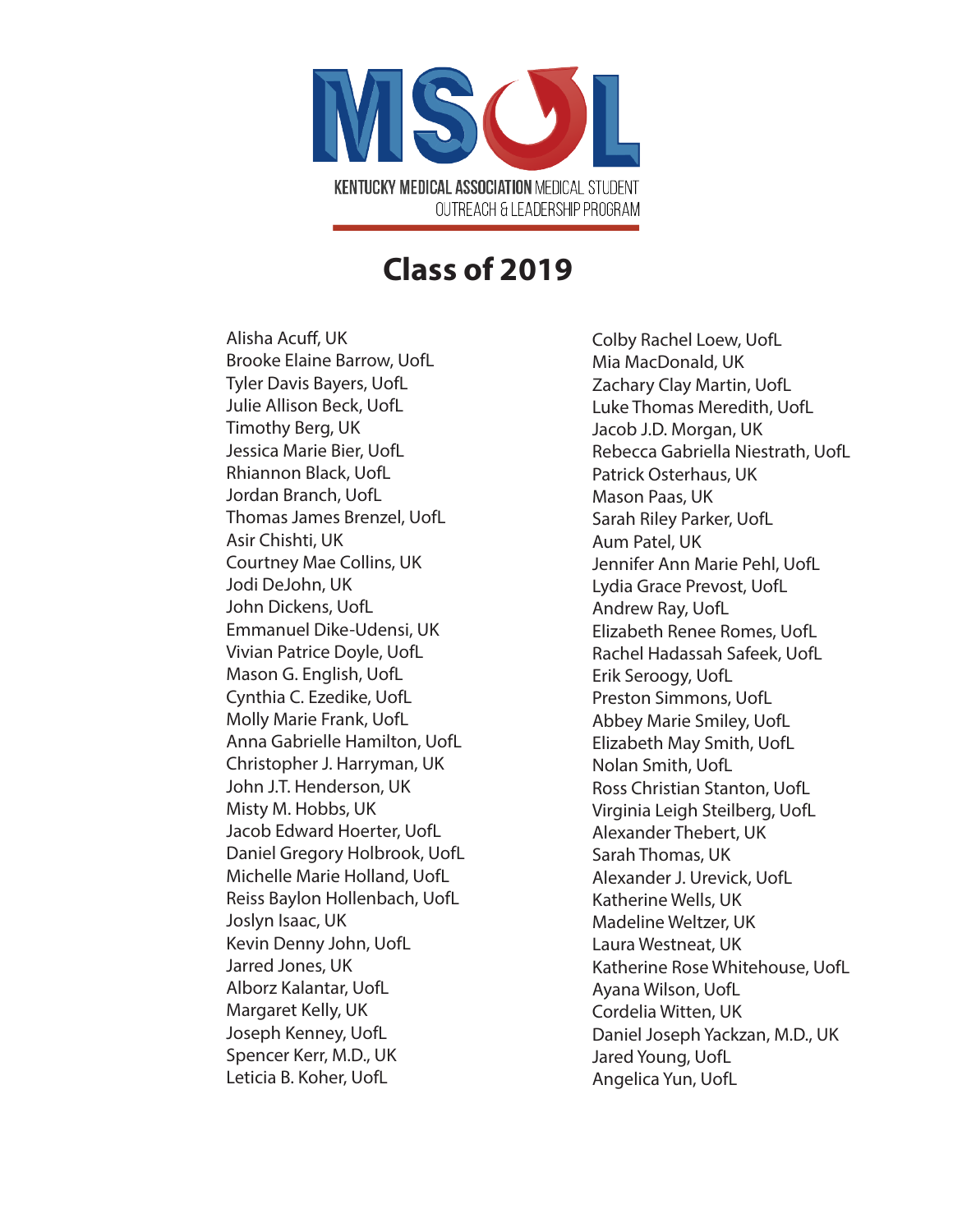MSOL

KENTUCKY MEDICAL ASSOCIATION MEDICAL STUDENT OUTREACH & LEADERSHIP PROGRAM

# Class of 2019

Alisha Acuff, UK
Brooke Elaine Barrow, UofL
Tyler Davis Bayers, UofL
Julie Allison Beck, UofL
Timothy Berg, UK
Jessica Marie Bier, UofL
Rhiannon Black, UofL
Jordan Branch, UofL
Thomas James Brenzel, UofL
Asir Chishti, UK
Courtney Mae Collins, UK
Jodi DeJohn, UK
John Dickens, UofL
Emmanuel Dike-Udensi, UK
Vivian Patrice Doyle, UofL
Mason G. English, UofL
Cynthia C. Ezedike, UofL
Molly Marie Frank, UofL
Anna Gabrielle Hamilton, UofL
Christopher J. Harryman, UK
John J.T. Henderson, UK
Misty M. Hobbs, UK
Jacob Edward Hoerter, UofL
Daniel Gregory Holbrook, UofL
Michelle Marie Holland, UofL
Reiss Baylon Hollenbach, UofL
Joslyn Isaac, UK
Kevin Denny John, UofL
Jarred Jones, UK
Alborz Kalantar, UofL
Margaret Kelly, UK
Joseph Kenney, UofL
Spencer Kerr, M.D., UK
Leticia B. Koher, UofL
Colby Rachel Loew, UofL
Mia MacDonald, UK
Zachary Clay Martin, UofL
Luke Thomas Meredith, UofL
Jacob J.D. Morgan, UK
Rebecca Gabriella Niestrath, UofL
Patrick Osterhaus, UK
Mason Paas, UK
Sarah Riley Parker, UofL
Aum Patel, UK
Jennifer Ann Marie Pehl, UofL
Lydia Grace Prevost, UofL
Andrew Ray, UofL
Elizabeth Renee Romes, UofL
Rachel Hadassah Safeek, UofL
Erik Seroogy, UofL
Preston Simmons, UofL
Abbey Marie Smiley, UofL
Elizabeth May Smith, UofL
Nolan Smith, UofL
Ross Christian Stanton, UofL
Virginia Leigh Steilberg, UofL
Alexander Thebert, UK
Sarah Thomas, UK
Alexander J. Urevick, UofL
Katherine Wells, UK
Madeline Weltzer, UK
Laura Westneat, UK
Katherine Rose Whitehouse, UofL
Ayana Wilson, UofL
Cordelia Witten, UK
Daniel Joseph Yackzan, M.D., UK
Jared Young, UofL
Angelica Yun, UofL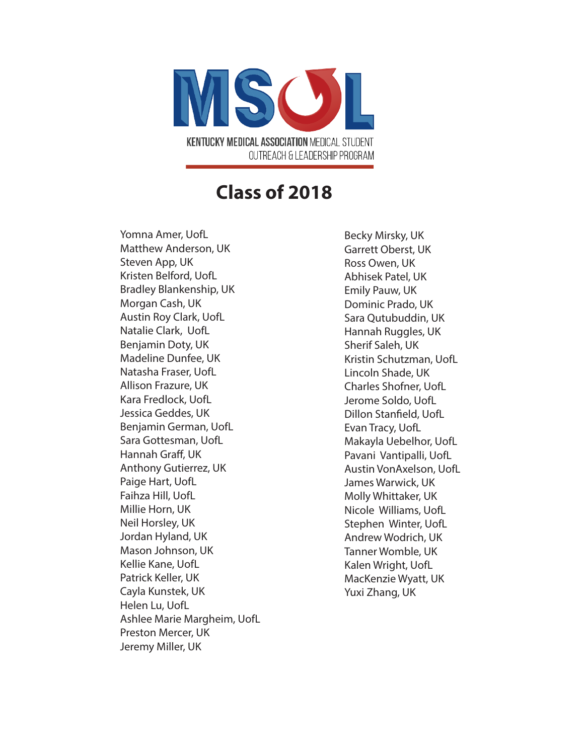MSOL

KENTUCKY MEDICAL ASSOCIATION MEDICAL STUDENT OUTREACH & LEADERSHIP PROGRAM

# Class of 2018

Yomna Amer, UofL
Matthew Anderson, UK
Steven App, UK
Kristen Belford, UofL
Bradley Blankenship, UK
Morgan Cash, UK
Austin Roy Clark, UofL
Natalie Clark, UofL
Benjamin Doty, UK
Madeline Dunfee, UK
Natasha Fraser, UofL
Allison Frazure, UK
Kara Fredlock, UofL
Jessica Geddes, UK
Benjamin German, UofL
Sara Gottesman, UofL
Hannah Graff, UK
Anthony Gutierrez, UK
Paige Hart, UofL
Faihza Hill, UofL
Millie Horn, UK
Neil Horsley, UK
Jordan Hyland, UK
Mason Johnson, UK
Kellie Kane, UofL
Patrick Keller, UK
Cayla Kunstek, UK
Helen Lu, UofL
Ashlee Marie Margheim, UofL
Preston Mercer, UK
Jeremy Miller, UK
Becky Mirsky, UK
Garrett Oberst, UK
Ross Owen, UK
Abhisek Patel, UK
Emily Pauw, UK
Dominic Prado, UK
Sara Qutubuddin, UK
Hannah Ruggles, UK
Sherif Saleh, UK
Kristin Schutzman, UofL
Lincoln Shade, UK
Charles Shofner, UofL
Jerome Soldo, UofL
Dillon Stanfield, UofL
Evan Tracy, UofL
Makayla Uebelhor, UofL
Pavani Vantipalli, UofL
Austin VonAxelson, UofL
James Warwick, UK
Molly Whittaker, UK
Nicole Williams, UofL
Stephen Winter, UofL
Andrew Wodrich, UK
Tanner Womble, UK
Kalen Wright, UofL
MacKenzie Wyatt, UK
Yuxi Zhang, UK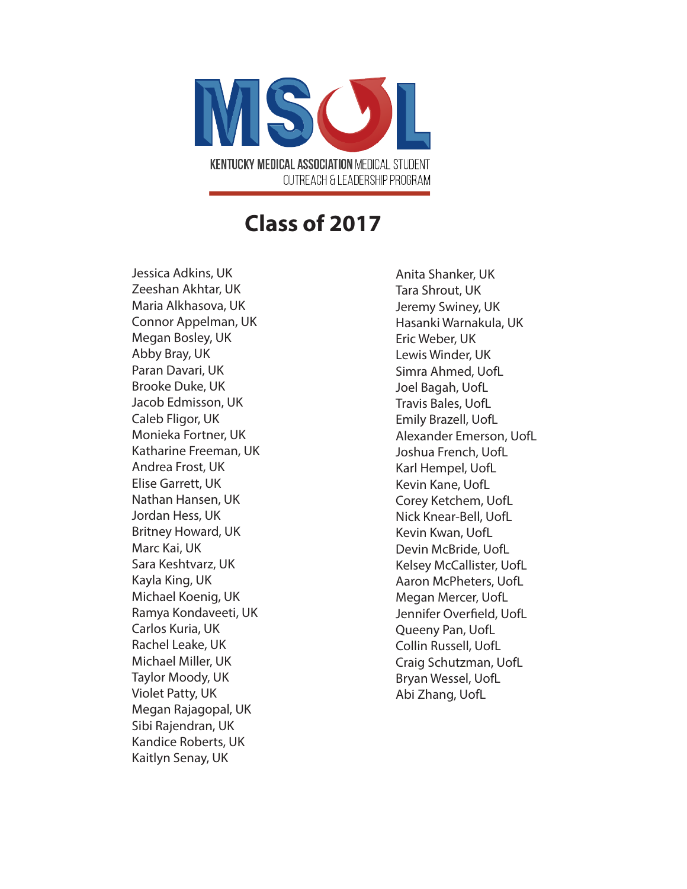MSOL

KENTUCKY MEDICAL ASSOCIATION MEDICAL STUDENT OUTREACH & LEADERSHIP PROGRAM

# Class of 2017

Jessica Adkins, UK
Zeeshan Akhtar, UK
Maria Alkhasova, UK
Connor Appelman, UK
Megan Bosley, UK
Abby Bray, UK
Paran Davari, UK
Brooke Duke, UK
Jacob Edmisson, UK
Caleb Fligor, UK
Monieka Fortner, UK
Katharine Freeman, UK
Andrea Frost, UK
Elise Garrett, UK
Nathan Hansen, UK
Jordan Hess, UK
Britney Howard, UK
Marc Kai, UK
Sara Keshtvarz, UK
Kayla King, UK
Michael Koenig, UK
Ramya Kondaveeti, UK
Carlos Kuria, UK
Rachel Leake, UK
Michael Miller, UK
Taylor Moody, UK
Violet Patty, UK
Megan Rajagopal, UK
Sibi Rajendran, UK
Kandice Roberts, UK
Kaitlyn Senay, UK
Anita Shanker, UK
Tara Shrout, UK
Jeremy Swiney, UK
Hasanki Warnakula, UK
Eric Weber, UK
Lewis Winder, UK
Simra Ahmed, UofL
Joel Bagah, UofL
Travis Bales, UofL
Emily Brazell, UofL
Alexander Emerson, UofL
Joshua French, UofL
Karl Hempel, UofL
Kevin Kane, UofL
Corey Ketchem, UofL
Nick Knear-Bell, UofL
Kevin Kwan, UofL
Devin McBride, UofL
Kelsey McCallister, UofL
Aaron McPheters, UofL
Megan Mercer, UofL
Jennifer Overfield, UofL
Queeny Pan, UofL
Collin Russell, UofL
Craig Schutzman, UofL
Bryan Wessel, UofL
Abi Zhang, UofL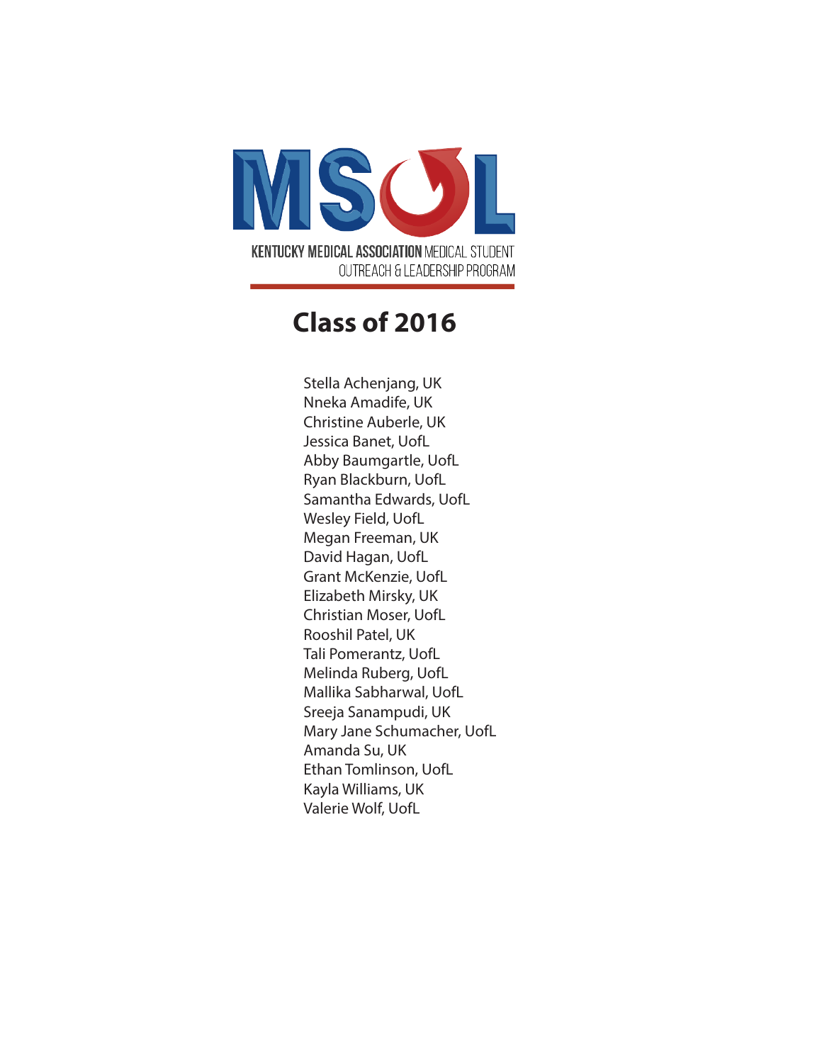MSOL

KENTUCKY MEDICAL ASSOCIATION MEDICAL STUDENT OUTREACH & LEADERSHIP PROGRAM

# Class of 2016

Stella Achenjang, UK
Nneka Amadife, UK
Christine Auberle, UK
Jessica Banet, UofL
Abby Baumgartle, UofL
Ryan Blackburn, UofL
Samantha Edwards, UofL
Wesley Field, UofL
Megan Freeman, UK
David Hagan, UofL
Grant McKenzie, UofL
Elizabeth Mirsky, UK
Christian Moser, UofL
Rooshil Patel, UK
Tali Pomerantz, UofL
Melinda Ruberg, UofL
Mallika Sabharwal, UofL
Sreeja Sanampudi, UK
Mary Jane Schumacher, UofL
Amanda Su, UK
Ethan Tomlinson, UofL
Kayla Williams, UK
Valerie Wolf, UofL